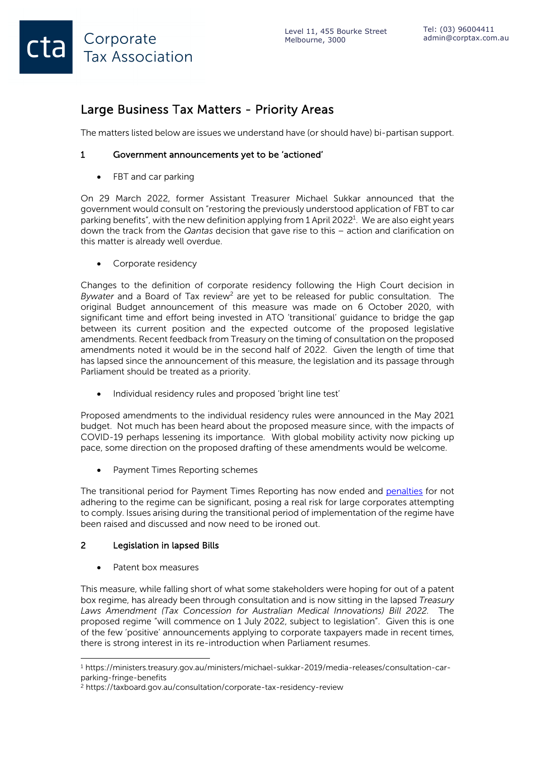Corporate Tax Association

Level 11, 455 Bourke Street
Melbourne, 3000

Tel: (03) 96004411
admin@corptax.com.au

# Large Business Tax Matters - Priority Areas

The matters listed below are issues we understand have (or should have) bi-partisan support.

## 1 Government announcements yet to be 'actioned'

- FBT and car parking

On 29 March 2022, former Assistant Treasurer Michael Sukkar announced that the government would consult on "restoring the previously understood application of FBT to car parking benefits", with the new definition applying from 1 April 2022[1]. We are also eight years down the track from the *Qantas* decision that gave rise to this – action and clarification on this matter is already well overdue.

- Corporate residency

Changes to the definition of corporate residency following the High Court decision in *Bywater* and a Board of Tax review[2] are yet to be released for public consultation. The original Budget announcement of this measure was made on 6 October 2020, with significant time and effort being invested in ATO 'transitional' guidance to bridge the gap between its current position and the expected outcome of the proposed legislative amendments. Recent feedback from Treasury on the timing of consultation on the proposed amendments noted it would be in the second half of 2022. Given the length of time that has lapsed since the announcement of this measure, the legislation and its passage through Parliament should be treated as a priority.

- Individual residency rules and proposed 'bright line test'

Proposed amendments to the individual residency rules were announced in the May 2021 budget. Not much has been heard about the proposed measure since, with the impacts of COVID-19 perhaps lessening its importance. With global mobility activity now picking up pace, some direction on the proposed drafting of these amendments would be welcome.

- Payment Times Reporting schemes

The transitional period for Payment Times Reporting has now ended and penalties for not adhering to the regime can be significant, posing a real risk for large corporates attempting to comply. Issues arising during the transitional period of implementation of the regime have been raised and discussed and now need to be ironed out.

## 2 Legislation in lapsed Bills

- Patent box measures

This measure, while falling short of what some stakeholders were hoping for out of a patent box regime, has already been through consultation and is now sitting in the lapsed *Treasury Laws Amendment (Tax Concession for Australian Medical Innovations) Bill 2022.* The proposed regime "will commence on 1 July 2022, subject to legislation". Given this is one of the few 'positive' announcements applying to corporate taxpayers made in recent times, there is strong interest in its re-introduction when Parliament resumes.

[1] https://ministers.treasury.gov.au/ministers/michael-sukkar-2019/media-releases/consultation-car-parking-fringe-benefits

[2] https://taxboard.gov.au/consultation/corporate-tax-residency-review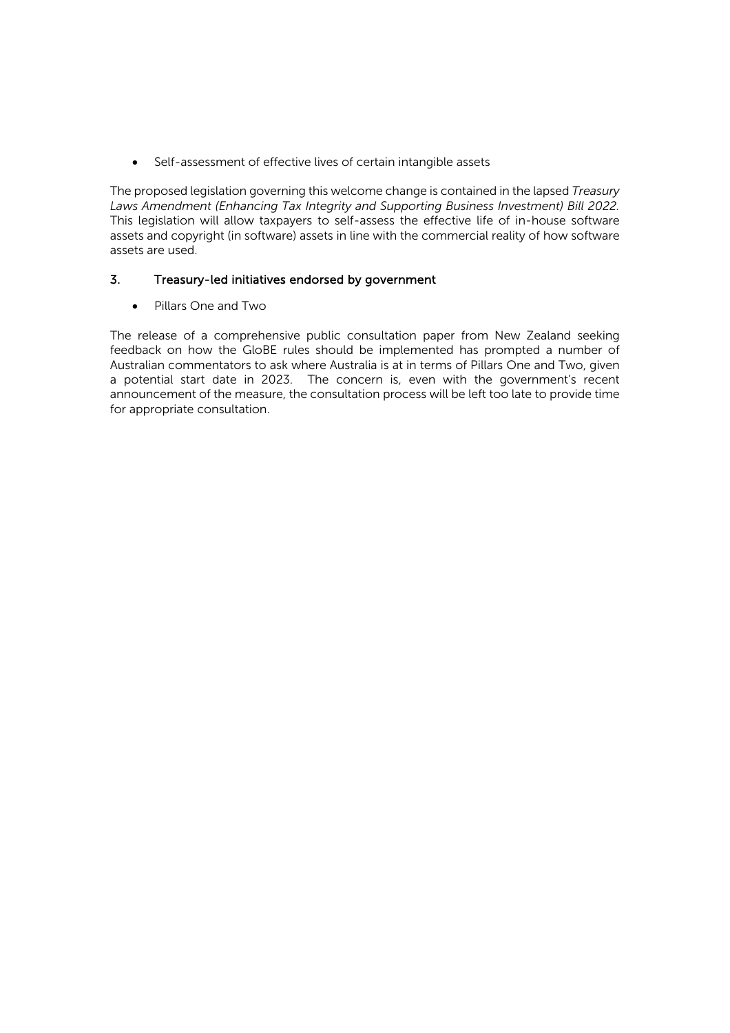- Self-assessment of effective lives of certain intangible assets

The proposed legislation governing this welcome change is contained in the lapsed *Treasury Laws Amendment (Enhancing Tax Integrity and Supporting Business Investment) Bill 2022.* This legislation will allow taxpayers to self-assess the effective life of in-house software assets and copyright (in software) assets in line with the commercial reality of how software assets are used.

### 3. Treasury-led initiatives endorsed by government

- Pillars One and Two

The release of a comprehensive public consultation paper from New Zealand seeking feedback on how the GloBE rules should be implemented has prompted a number of Australian commentators to ask where Australia is at in terms of Pillars One and Two, given a potential start date in 2023. The concern is, even with the government's recent announcement of the measure, the consultation process will be left too late to provide time for appropriate consultation.